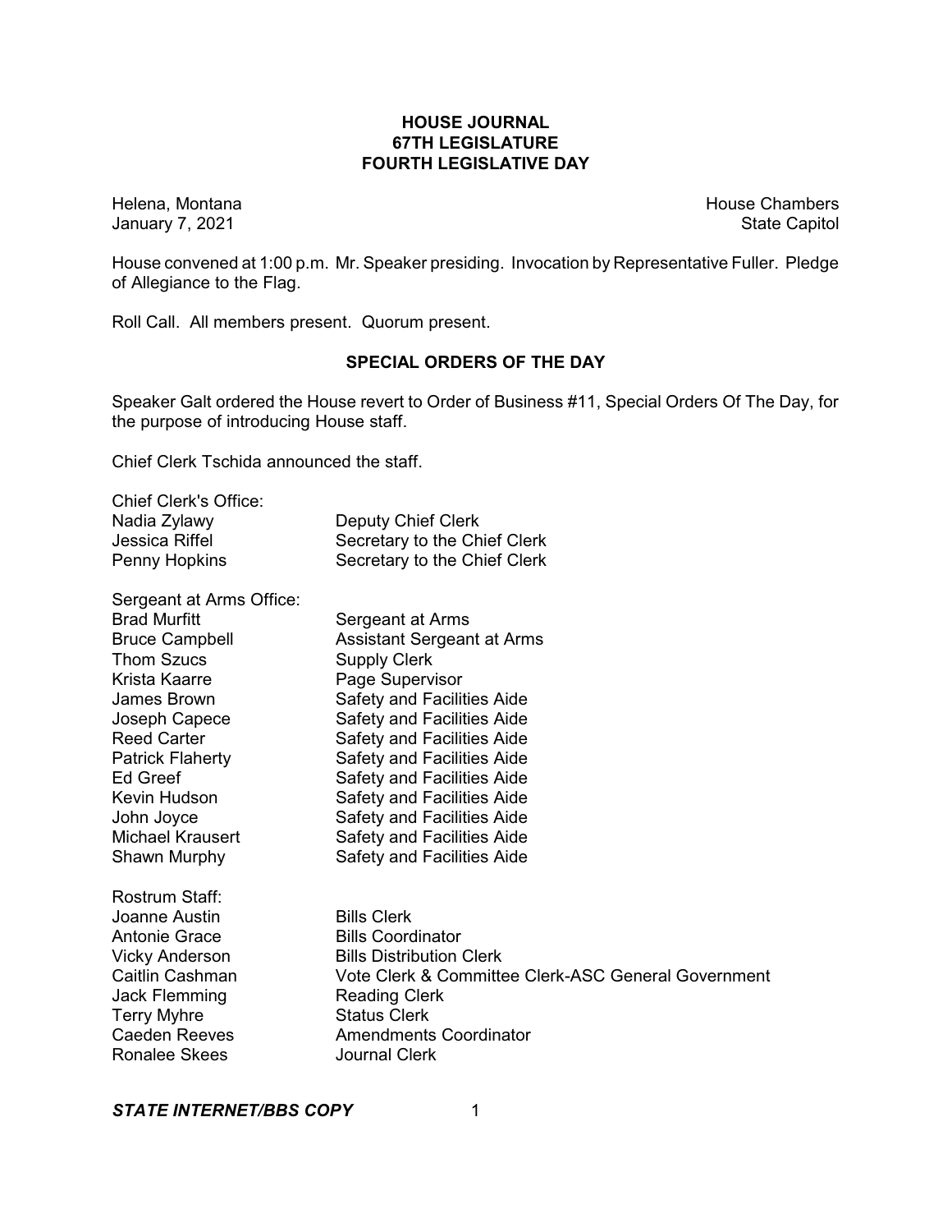# HOUSE JOURNAL
## 67TH LEGISLATURE
## FOURTH LEGISLATIVE DAY

Helena, Montana
January 7, 2021

House Chambers
State Capitol

House convened at 1:00 p.m. Mr. Speaker presiding. Invocation by Representative Fuller. Pledge of Allegiance to the Flag.

Roll Call. All members present. Quorum present.

## SPECIAL ORDERS OF THE DAY

Speaker Galt ordered the House revert to Order of Business #11, Special Orders Of The Day, for the purpose of introducing House staff.

Chief Clerk Tschida announced the staff.

Chief Clerk's Office:

| | |
|---|---|
| Nadia Zylawy | Deputy Chief Clerk |
| Jessica Riffel | Secretary to the Chief Clerk |
| Penny Hopkins | Secretary to the Chief Clerk |

Sergeant at Arms Office:

| | |
|---|---|
| Brad Murfitt | Sergeant at Arms |
| Bruce Campbell | Assistant Sergeant at Arms |
| Thom Szucs | Supply Clerk |
| Krista Kaarre | Page Supervisor |
| James Brown | Safety and Facilities Aide |
| Joseph Capece | Safety and Facilities Aide |
| Reed Carter | Safety and Facilities Aide |
| Patrick Flaherty | Safety and Facilities Aide |
| Ed Greef | Safety and Facilities Aide |
| Kevin Hudson | Safety and Facilities Aide |
| John Joyce | Safety and Facilities Aide |
| Michael Krausert | Safety and Facilities Aide |
| Shawn Murphy | Safety and Facilities Aide |

Rostrum Staff:

| | |
|---|---|
| Joanne Austin | Bills Clerk |
| Antonie Grace | Bills Coordinator |
| Vicky Anderson | Bills Distribution Clerk |
| Caitlin Cashman | Vote Clerk & Committee Clerk-ASC General Government |
| Jack Flemming | Reading Clerk |
| Terry Myhre | Status Clerk |
| Caeden Reeves | Amendments Coordinator |
| Ronalee Skees | Journal Clerk |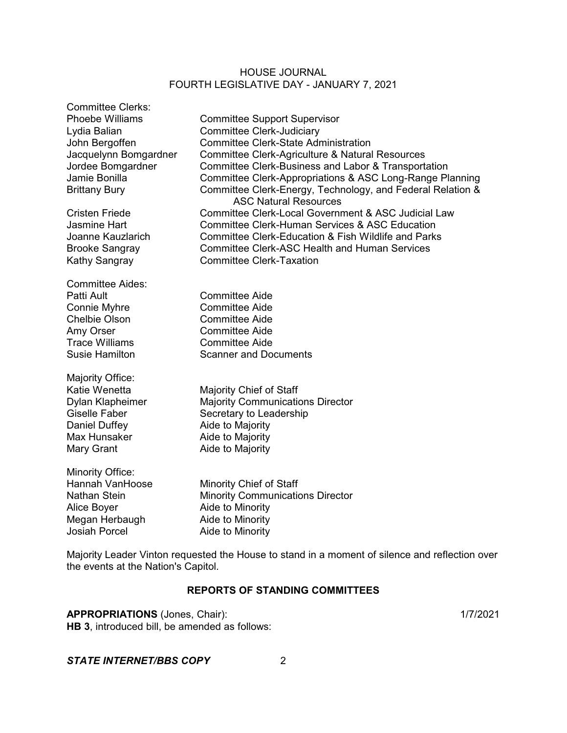Committee Clerks:

| | |
|---|---|
| Phoebe Williams | Committee Support Supervisor |
| Lydia Balian | Committee Clerk-Judiciary |
| John Bergoffen | Committee Clerk-State Administration |
| Jacquelynn Bomgardner | Committee Clerk-Agriculture & Natural Resources |
| Jordee Bomgardner | Committee Clerk-Business and Labor & Transportation |
| Jamie Bonilla | Committee Clerk-Appropriations & ASC Long-Range Planning |
| Brittany Bury | Committee Clerk-Energy, Technology, and Federal Relation & ASC Natural Resources |
| Cristen Friede | Committee Clerk-Local Government & ASC Judicial Law |
| Jasmine Hart | Committee Clerk-Human Services & ASC Education |
| Joanne Kauzlarich | Committee Clerk-Education & Fish Wildlife and Parks |
| Brooke Sangray | Committee Clerk-ASC Health and Human Services |
| Kathy Sangray | Committee Clerk-Taxation |

Committee Aides:

| | |
|---|---|
| Patti Ault | Committee Aide |
| Connie Myhre | Committee Aide |
| Chelbie Olson | Committee Aide |
| Amy Orser | Committee Aide |
| Trace Williams | Committee Aide |
| Susie Hamilton | Scanner and Documents |

Majority Office:

| | |
|---|---|
| Katie Wenetta | Majority Chief of Staff |
| Dylan Klapheimer | Majority Communications Director |
| Giselle Faber | Secretary to Leadership |
| Daniel Duffey | Aide to Majority |
| Max Hunsaker | Aide to Majority |
| Mary Grant | Aide to Majority |

Minority Office:

| | |
|---|---|
| Hannah VanHoose | Minority Chief of Staff |
| Nathan Stein | Minority Communications Director |
| Alice Boyer | Aide to Minority |
| Megan Herbaugh | Aide to Minority |
| Josiah Porcel | Aide to Minority |

Majority Leader Vinton requested the House to stand in a moment of silence and reflection over the events at the Nation's Capitol.

## REPORTS OF STANDING COMMITTEES

**APPROPRIATIONS** (Jones, Chair): 1/7/2021

**HB 3**, introduced bill, be amended as follows: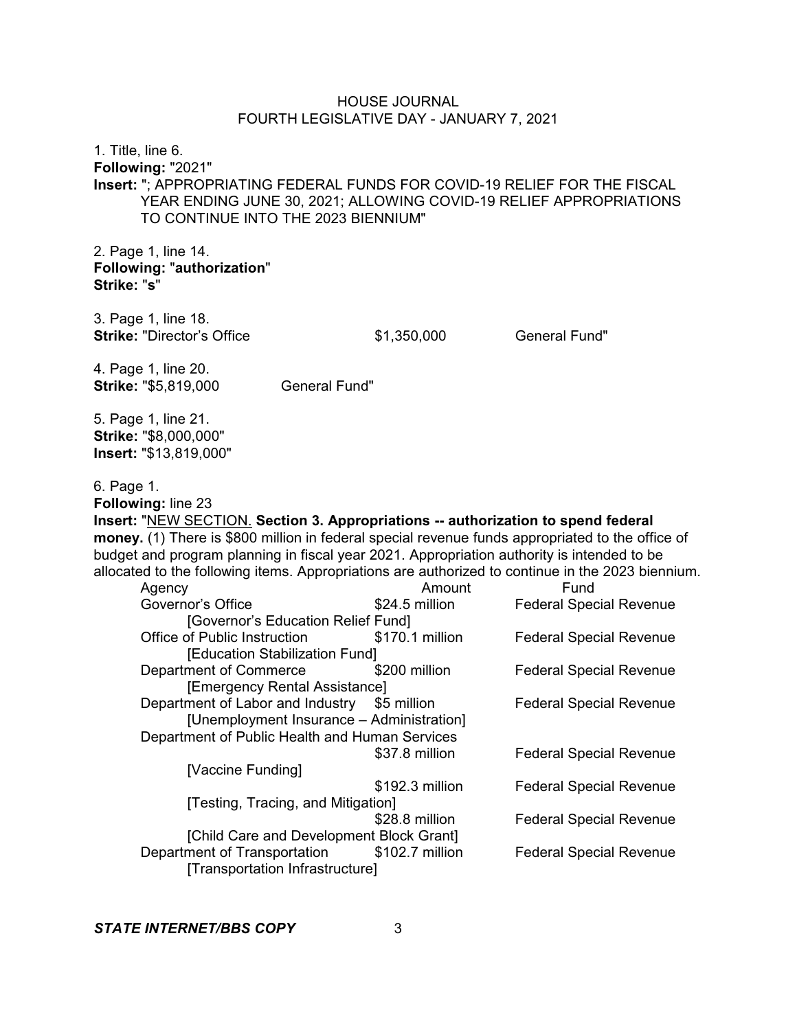1. Title, line 6.
**Following:** "2021"
**Insert:** "; APPROPRIATING FEDERAL FUNDS FOR COVID-19 RELIEF FOR THE FISCAL YEAR ENDING JUNE 30, 2021; ALLOWING COVID-19 RELIEF APPROPRIATIONS TO CONTINUE INTO THE 2023 BIENNIUM"

2. Page 1, line 14.
**Following:** "**authorization**"
**Strike:** "**s**"

3. Page 1, line 18.
**Strike:** "Director's Office $1,350,000 General Fund"

4. Page 1, line 20.
**Strike:** "$5,819,000 General Fund"

5. Page 1, line 21.
**Strike:** "$8,000,000"
**Insert:** "$13,819,000"

6. Page 1.
**Following:** line 23
**Insert:** "NEW SECTION. **Section 3. Appropriations -- authorization to spend federal money.** (1) There is $800 million in federal special revenue funds appropriated to the office of budget and program planning in fiscal year 2021. Appropriation authority is intended to be allocated to the following items. Appropriations are authorized to continue in the 2023 biennium.

| Agency | Amount | Fund |
|---|---|---|
| Governor's Office [Governor's Education Relief Fund] | $24.5 million | Federal Special Revenue |
| Office of Public Instruction [Education Stabilization Fund] | $170.1 million | Federal Special Revenue |
| Department of Commerce [Emergency Rental Assistance] | $200 million | Federal Special Revenue |
| Department of Labor and Industry [Unemployment Insurance – Administration] | $5 million | Federal Special Revenue |
| Department of Public Health and Human Services | | |
| [Vaccine Funding] | $37.8 million | Federal Special Revenue |
| [Testing, Tracing, and Mitigation] | $192.3 million | Federal Special Revenue |
| [Child Care and Development Block Grant] | $28.8 million | Federal Special Revenue |
| Department of Transportation [Transportation Infrastructure] | $102.7 million | Federal Special Revenue |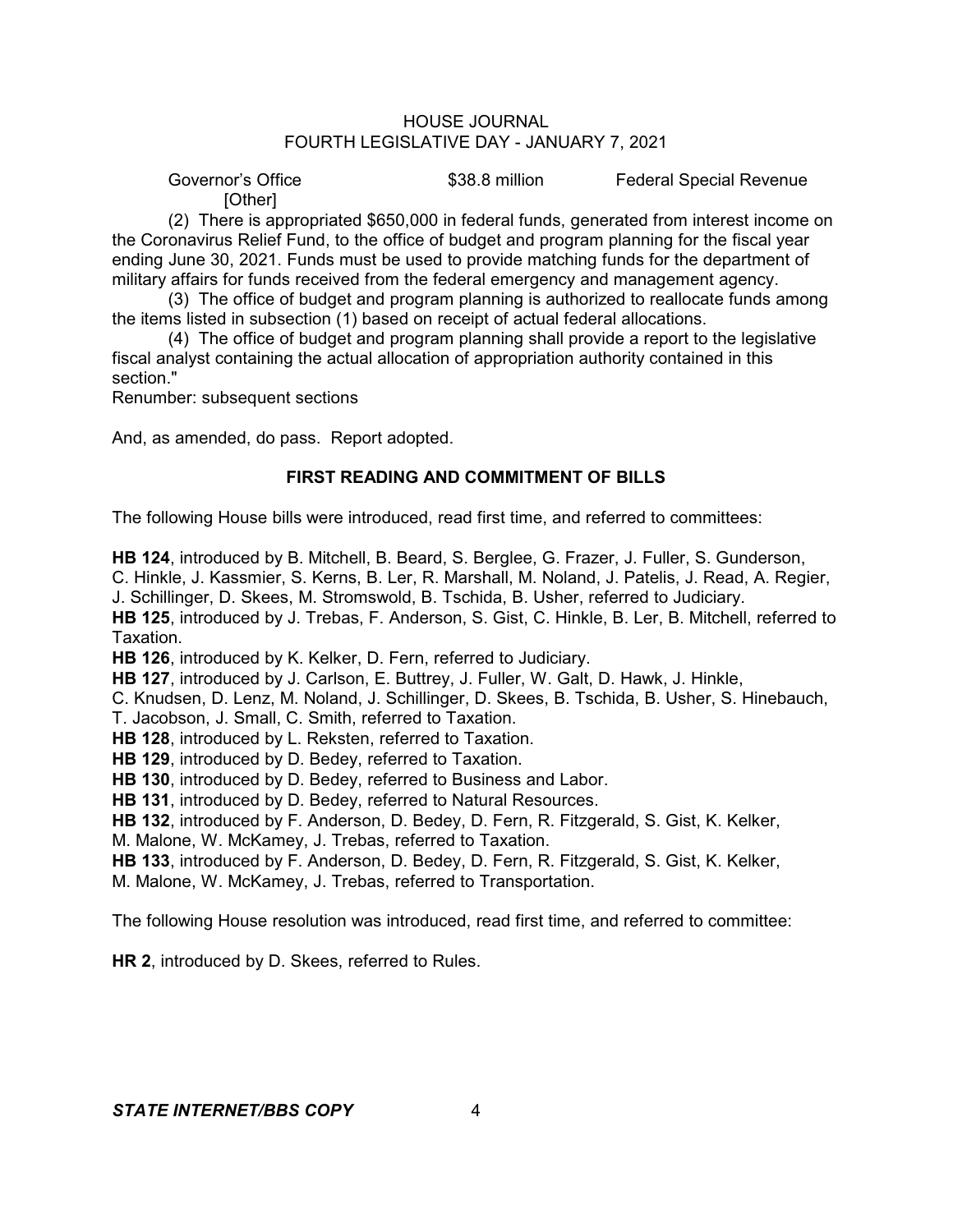Governor's Office $38.8 million Federal Special Revenue [Other]

(2) There is appropriated $650,000 in federal funds, generated from interest income on the Coronavirus Relief Fund, to the office of budget and program planning for the fiscal year ending June 30, 2021. Funds must be used to provide matching funds for the department of military affairs for funds received from the federal emergency and management agency.

(3) The office of budget and program planning is authorized to reallocate funds among the items listed in subsection (1) based on receipt of actual federal allocations.

(4) The office of budget and program planning shall provide a report to the legislative fiscal analyst containing the actual allocation of appropriation authority contained in this section."

Renumber: subsequent sections

And, as amended, do pass. Report adopted.

## FIRST READING AND COMMITMENT OF BILLS

The following House bills were introduced, read first time, and referred to committees:

**HB 124**, introduced by B. Mitchell, B. Beard, S. Berglee, G. Frazer, J. Fuller, S. Gunderson, C. Hinkle, J. Kassmier, S. Kerns, B. Ler, R. Marshall, M. Noland, J. Patelis, J. Read, A. Regier, J. Schillinger, D. Skees, M. Stromswold, B. Tschida, B. Usher, referred to Judiciary.

**HB 125**, introduced by J. Trebas, F. Anderson, S. Gist, C. Hinkle, B. Ler, B. Mitchell, referred to Taxation.

**HB 126**, introduced by K. Kelker, D. Fern, referred to Judiciary.

**HB 127**, introduced by J. Carlson, E. Buttrey, J. Fuller, W. Galt, D. Hawk, J. Hinkle, C. Knudsen, D. Lenz, M. Noland, J. Schillinger, D. Skees, B. Tschida, B. Usher, S. Hinebauch, T. Jacobson, J. Small, C. Smith, referred to Taxation.

**HB 128**, introduced by L. Reksten, referred to Taxation.

**HB 129**, introduced by D. Bedey, referred to Taxation.

**HB 130**, introduced by D. Bedey, referred to Business and Labor.

**HB 131**, introduced by D. Bedey, referred to Natural Resources.

**HB 132**, introduced by F. Anderson, D. Bedey, D. Fern, R. Fitzgerald, S. Gist, K. Kelker, M. Malone, W. McKamey, J. Trebas, referred to Taxation.

**HB 133**, introduced by F. Anderson, D. Bedey, D. Fern, R. Fitzgerald, S. Gist, K. Kelker, M. Malone, W. McKamey, J. Trebas, referred to Transportation.

The following House resolution was introduced, read first time, and referred to committee:

**HR 2**, introduced by D. Skees, referred to Rules.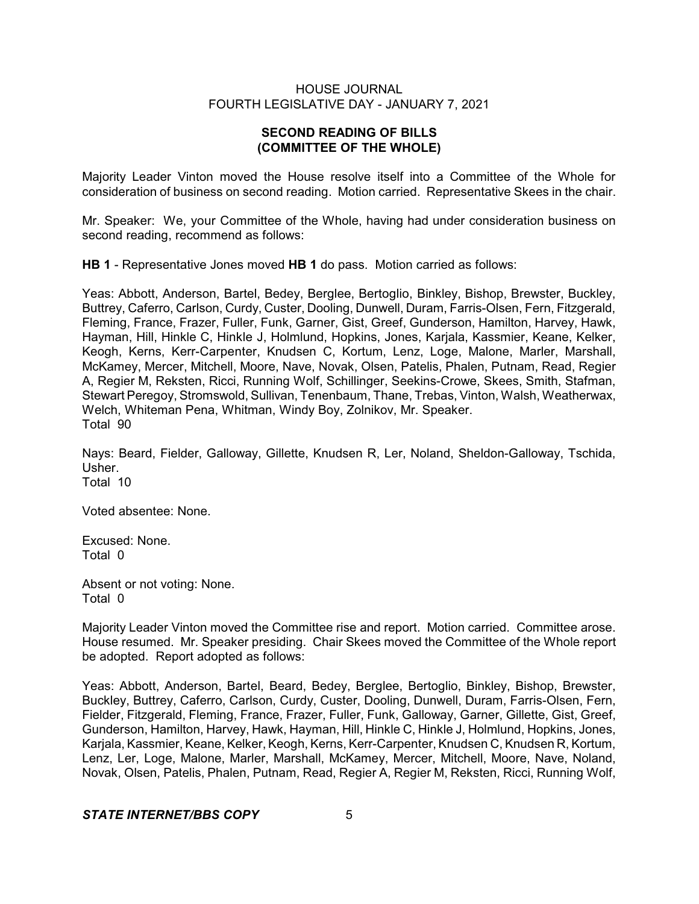## SECOND READING OF BILLS (COMMITTEE OF THE WHOLE)

Majority Leader Vinton moved the House resolve itself into a Committee of the Whole for consideration of business on second reading. Motion carried. Representative Skees in the chair.

Mr. Speaker: We, your Committee of the Whole, having had under consideration business on second reading, recommend as follows:

**HB 1** - Representative Jones moved **HB 1** do pass. Motion carried as follows:

Yeas: Abbott, Anderson, Bartel, Bedey, Berglee, Bertoglio, Binkley, Bishop, Brewster, Buckley, Buttrey, Caferro, Carlson, Curdy, Custer, Dooling, Dunwell, Duram, Farris-Olsen, Fern, Fitzgerald, Fleming, France, Frazer, Fuller, Funk, Garner, Gist, Greef, Gunderson, Hamilton, Harvey, Hawk, Hayman, Hill, Hinkle C, Hinkle J, Holmlund, Hopkins, Jones, Karjala, Kassmier, Keane, Kelker, Keogh, Kerns, Kerr-Carpenter, Knudsen C, Kortum, Lenz, Loge, Malone, Marler, Marshall, McKamey, Mercer, Mitchell, Moore, Nave, Novak, Olsen, Patelis, Phalen, Putnam, Read, Regier A, Regier M, Reksten, Ricci, Running Wolf, Schillinger, Seekins-Crowe, Skees, Smith, Stafman, Stewart Peregoy, Stromswold, Sullivan, Tenenbaum, Thane, Trebas, Vinton, Walsh, Weatherwax, Welch, Whiteman Pena, Whitman, Windy Boy, Zolnikov, Mr. Speaker.
Total 90

Nays: Beard, Fielder, Galloway, Gillette, Knudsen R, Ler, Noland, Sheldon-Galloway, Tschida, Usher.
Total 10

Voted absentee: None.

Excused: None.
Total 0

Absent or not voting: None.
Total 0

Majority Leader Vinton moved the Committee rise and report. Motion carried. Committee arose. House resumed. Mr. Speaker presiding. Chair Skees moved the Committee of the Whole report be adopted. Report adopted as follows:

Yeas: Abbott, Anderson, Bartel, Beard, Bedey, Berglee, Bertoglio, Binkley, Bishop, Brewster, Buckley, Buttrey, Caferro, Carlson, Curdy, Custer, Dooling, Dunwell, Duram, Farris-Olsen, Fern, Fielder, Fitzgerald, Fleming, France, Frazer, Fuller, Funk, Galloway, Garner, Gillette, Gist, Greef, Gunderson, Hamilton, Harvey, Hawk, Hayman, Hill, Hinkle C, Hinkle J, Holmlund, Hopkins, Jones, Karjala, Kassmier, Keane, Kelker, Keogh, Kerns, Kerr-Carpenter, Knudsen C, Knudsen R, Kortum, Lenz, Ler, Loge, Malone, Marler, Marshall, McKamey, Mercer, Mitchell, Moore, Nave, Noland, Novak, Olsen, Patelis, Phalen, Putnam, Read, Regier A, Regier M, Reksten, Ricci, Running Wolf,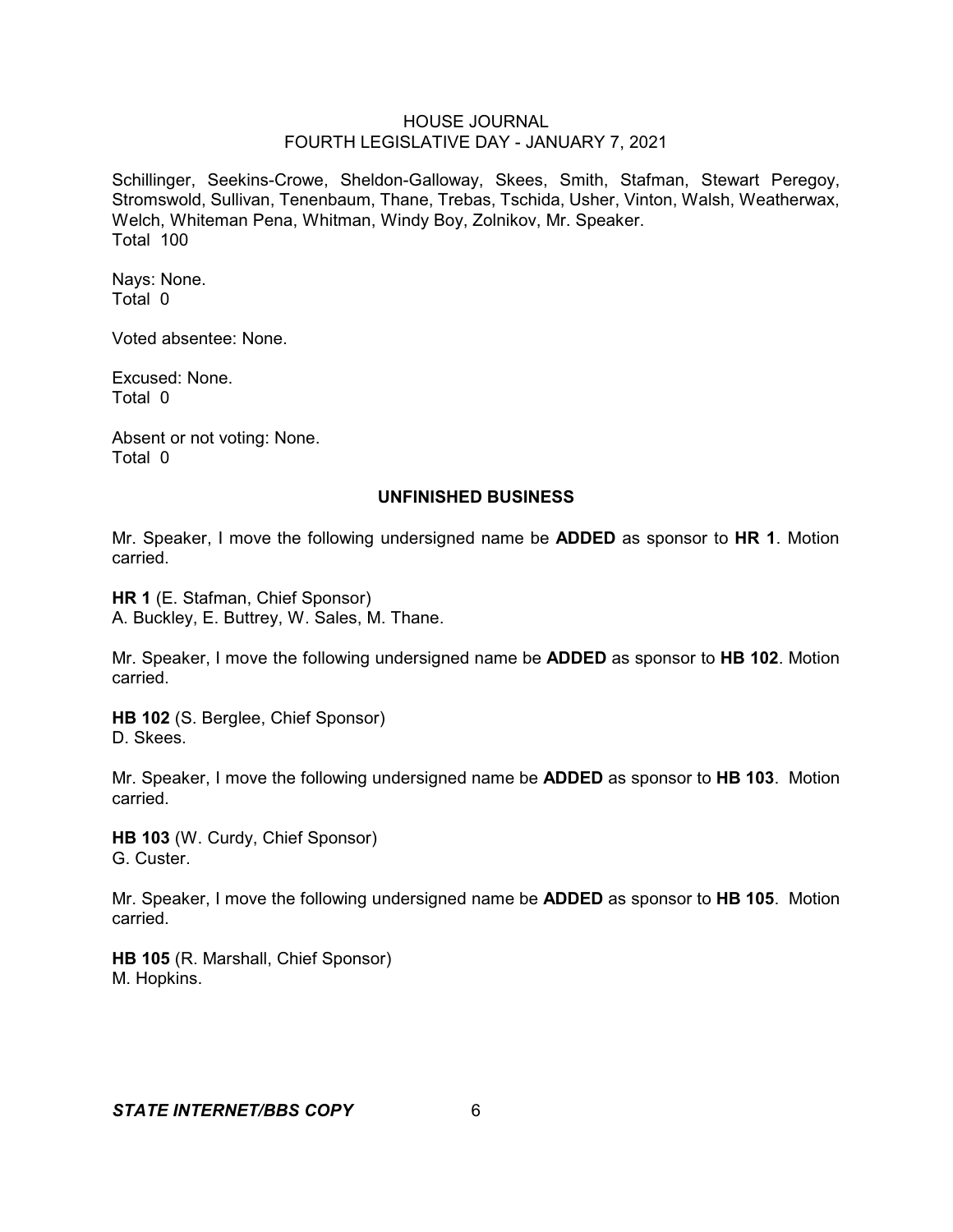Schillinger, Seekins-Crowe, Sheldon-Galloway, Skees, Smith, Stafman, Stewart Peregoy, Stromswold, Sullivan, Tenenbaum, Thane, Trebas, Tschida, Usher, Vinton, Walsh, Weatherwax, Welch, Whiteman Pena, Whitman, Windy Boy, Zolnikov, Mr. Speaker.
Total 100

Nays: None.
Total 0

Voted absentee: None.

Excused: None.
Total 0

Absent or not voting: None.
Total 0

## UNFINISHED BUSINESS

Mr. Speaker, I move the following undersigned name be **ADDED** as sponsor to **HR 1**. Motion carried.

**HR 1** (E. Stafman, Chief Sponsor)
A. Buckley, E. Buttrey, W. Sales, M. Thane.

Mr. Speaker, I move the following undersigned name be **ADDED** as sponsor to **HB 102**. Motion carried.

**HB 102** (S. Berglee, Chief Sponsor)
D. Skees.

Mr. Speaker, I move the following undersigned name be **ADDED** as sponsor to **HB 103**. Motion carried.

**HB 103** (W. Curdy, Chief Sponsor)
G. Custer.

Mr. Speaker, I move the following undersigned name be **ADDED** as sponsor to **HB 105**. Motion carried.

**HB 105** (R. Marshall, Chief Sponsor)
M. Hopkins.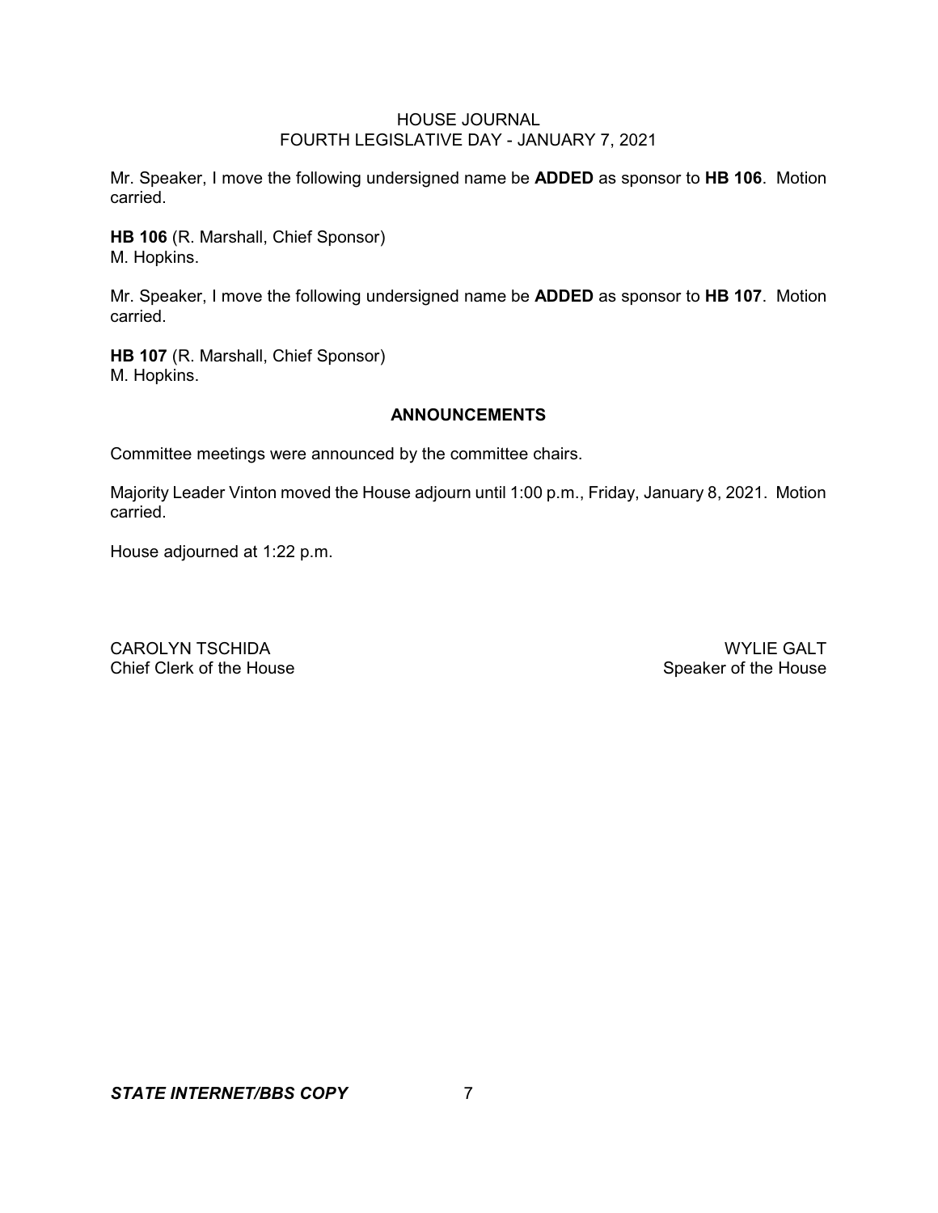Mr. Speaker, I move the following undersigned name be **ADDED** as sponsor to **HB 106**. Motion carried.

**HB 106** (R. Marshall, Chief Sponsor)
M. Hopkins.

Mr. Speaker, I move the following undersigned name be **ADDED** as sponsor to **HB 107**. Motion carried.

**HB 107** (R. Marshall, Chief Sponsor)
M. Hopkins.

## ANNOUNCEMENTS

Committee meetings were announced by the committee chairs.

Majority Leader Vinton moved the House adjourn until 1:00 p.m., Friday, January 8, 2021. Motion carried.

House adjourned at 1:22 p.m.

CAROLYN TSCHIDA
Chief Clerk of the House

WYLIE GALT
Speaker of the House